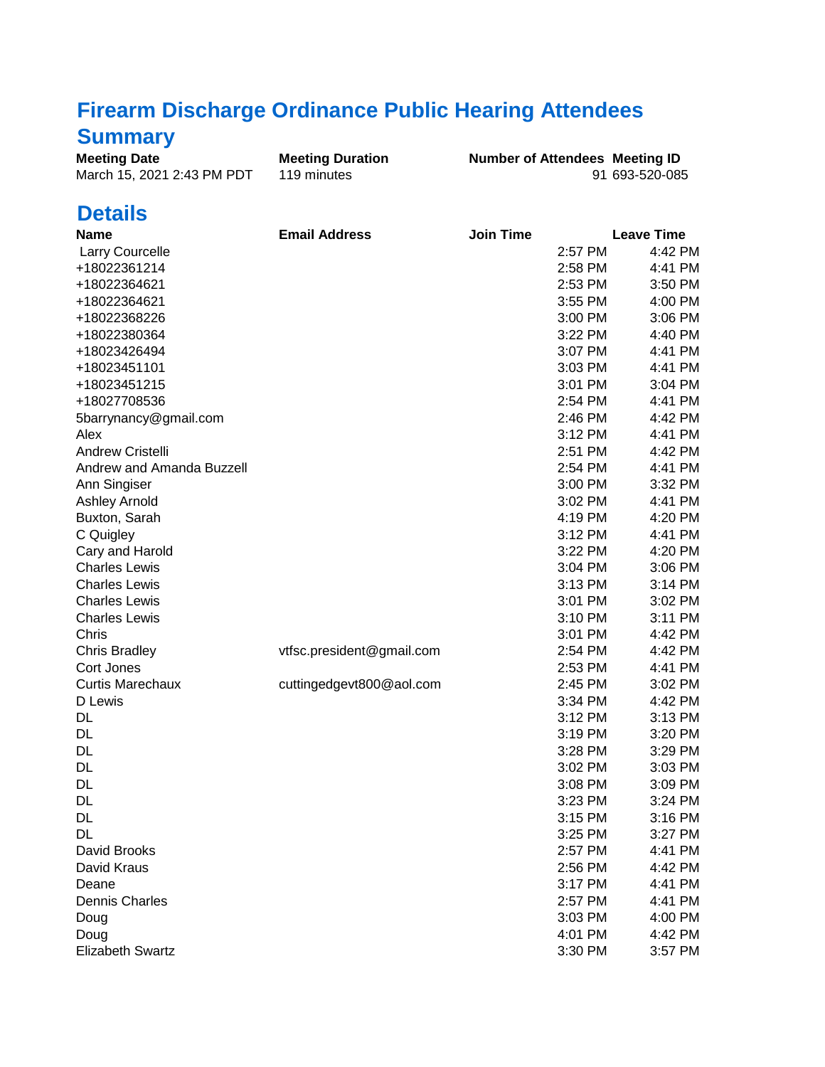# Firearm Discharge Ordinance Public Hearing Attendees

## Summary

| Meeting Date | Meeting Duration | Number of Attendees | Meeting ID |
|---|---|---|---|
| March 15, 2021 2:43 PM PDT | 119 minutes | 91 | 693-520-085 |

## Details

| Name | Email Address | Join Time | Leave Time |
|---|---|---|---|
| Larry Courcelle | | 2:57 PM | 4:42 PM |
| +18022361214 | | 2:58 PM | 4:41 PM |
| +18022364621 | | 2:53 PM | 3:50 PM |
| +18022364621 | | 3:55 PM | 4:00 PM |
| +18022368226 | | 3:00 PM | 3:06 PM |
| +18022380364 | | 3:22 PM | 4:40 PM |
| +18023426494 | | 3:07 PM | 4:41 PM |
| +18023451101 | | 3:03 PM | 4:41 PM |
| +18023451215 | | 3:01 PM | 3:04 PM |
| +18027708536 | | 2:54 PM | 4:41 PM |
| 5barrynancy@gmail.com | | 2:46 PM | 4:42 PM |
| Alex | | 3:12 PM | 4:41 PM |
| Andrew Cristelli | | 2:51 PM | 4:42 PM |
| Andrew and Amanda Buzzell | | 2:54 PM | 4:41 PM |
| Ann Singiser | | 3:00 PM | 3:32 PM |
| Ashley Arnold | | 3:02 PM | 4:41 PM |
| Buxton, Sarah | | 4:19 PM | 4:20 PM |
| C Quigley | | 3:12 PM | 4:41 PM |
| Cary and Harold | | 3:22 PM | 4:20 PM |
| Charles Lewis | | 3:04 PM | 3:06 PM |
| Charles Lewis | | 3:13 PM | 3:14 PM |
| Charles Lewis | | 3:01 PM | 3:02 PM |
| Charles Lewis | | 3:10 PM | 3:11 PM |
| Chris | | 3:01 PM | 4:42 PM |
| Chris Bradley | vtfsc.president@gmail.com | 2:54 PM | 4:42 PM |
| Cort Jones | | 2:53 PM | 4:41 PM |
| Curtis Marechaux | cuttingedgevt800@aol.com | 2:45 PM | 3:02 PM |
| D Lewis | | 3:34 PM | 4:42 PM |
| DL | | 3:12 PM | 3:13 PM |
| DL | | 3:19 PM | 3:20 PM |
| DL | | 3:28 PM | 3:29 PM |
| DL | | 3:02 PM | 3:03 PM |
| DL | | 3:08 PM | 3:09 PM |
| DL | | 3:23 PM | 3:24 PM |
| DL | | 3:15 PM | 3:16 PM |
| DL | | 3:25 PM | 3:27 PM |
| David Brooks | | 2:57 PM | 4:41 PM |
| David Kraus | | 2:56 PM | 4:42 PM |
| Deane | | 3:17 PM | 4:41 PM |
| Dennis Charles | | 2:57 PM | 4:41 PM |
| Doug | | 3:03 PM | 4:00 PM |
| Doug | | 4:01 PM | 4:42 PM |
| Elizabeth Swartz | | 3:30 PM | 3:57 PM |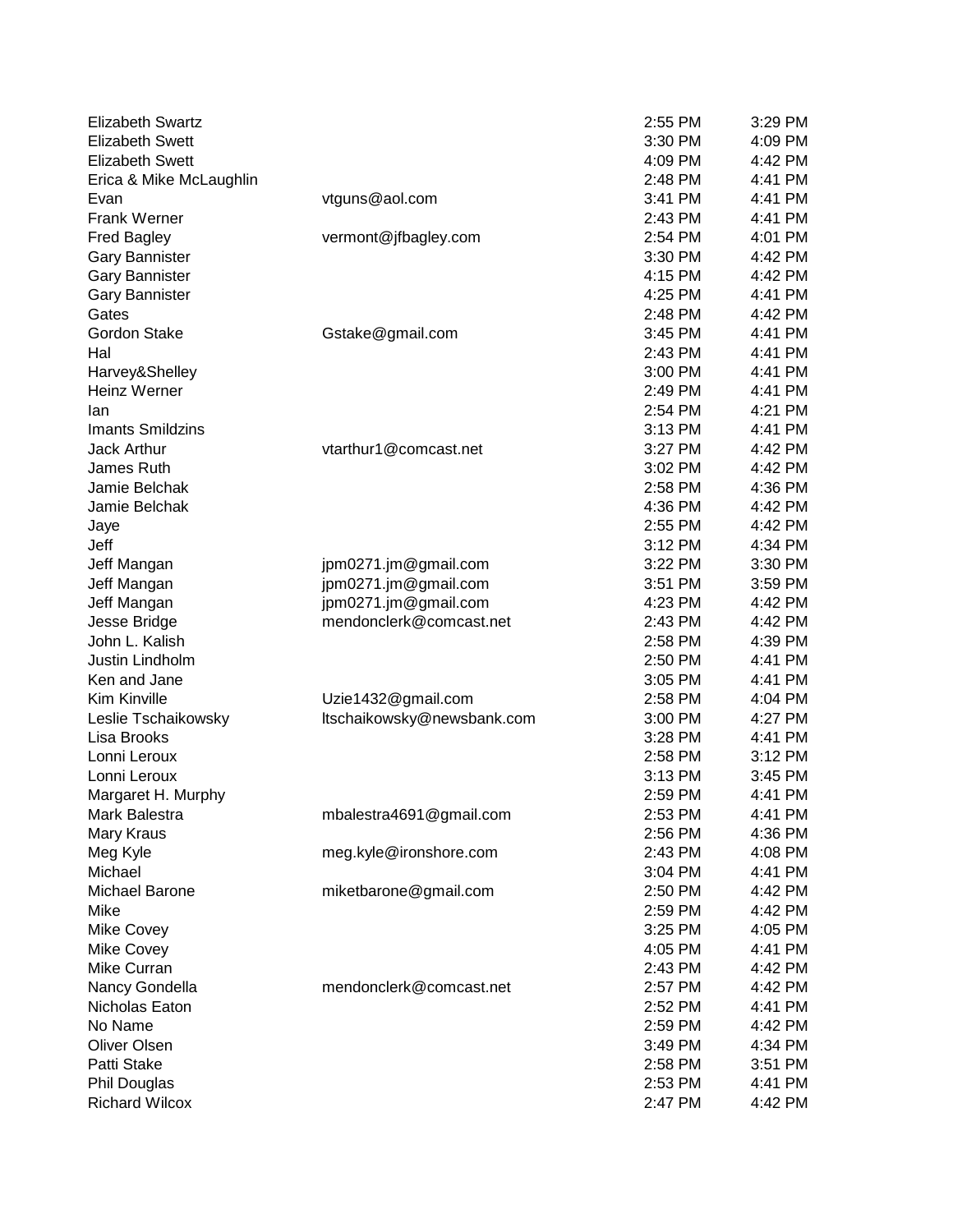| | | | |
|---|---|---|---|
| Elizabeth Swartz | | 2:55 PM | 3:29 PM |
| Elizabeth Swett | | 3:30 PM | 4:09 PM |
| Elizabeth Swett | | 4:09 PM | 4:42 PM |
| Erica & Mike McLaughlin | | 2:48 PM | 4:41 PM |
| Evan | vtguns@aol.com | 3:41 PM | 4:41 PM |
| Frank Werner | | 2:43 PM | 4:41 PM |
| Fred Bagley | vermont@jfbagley.com | 2:54 PM | 4:01 PM |
| Gary Bannister | | 3:30 PM | 4:42 PM |
| Gary Bannister | | 4:15 PM | 4:42 PM |
| Gary Bannister | | 4:25 PM | 4:41 PM |
| Gates | | 2:48 PM | 4:42 PM |
| Gordon Stake | Gstake@gmail.com | 3:45 PM | 4:41 PM |
| Hal | | 2:43 PM | 4:41 PM |
| Harvey&Shelley | | 3:00 PM | 4:41 PM |
| Heinz Werner | | 2:49 PM | 4:41 PM |
| Ian | | 2:54 PM | 4:21 PM |
| Imants Smildzins | | 3:13 PM | 4:41 PM |
| Jack Arthur | vtarthur1@comcast.net | 3:27 PM | 4:42 PM |
| James Ruth | | 3:02 PM | 4:42 PM |
| Jamie Belchak | | 2:58 PM | 4:36 PM |
| Jamie Belchak | | 4:36 PM | 4:42 PM |
| Jaye | | 2:55 PM | 4:42 PM |
| Jeff | | 3:12 PM | 4:34 PM |
| Jeff Mangan | jpm0271.jm@gmail.com | 3:22 PM | 3:30 PM |
| Jeff Mangan | jpm0271.jm@gmail.com | 3:51 PM | 3:59 PM |
| Jeff Mangan | jpm0271.jm@gmail.com | 4:23 PM | 4:42 PM |
| Jesse Bridge | mendonclerk@comcast.net | 2:43 PM | 4:42 PM |
| John L. Kalish | | 2:58 PM | 4:39 PM |
| Justin Lindholm | | 2:50 PM | 4:41 PM |
| Ken and Jane | | 3:05 PM | 4:41 PM |
| Kim Kinville | Uzie1432@gmail.com | 2:58 PM | 4:04 PM |
| Leslie Tschaikowsky | ltschaikowsky@newsbank.com | 3:00 PM | 4:27 PM |
| Lisa Brooks | | 3:28 PM | 4:41 PM |
| Lonni Leroux | | 2:58 PM | 3:12 PM |
| Lonni Leroux | | 3:13 PM | 3:45 PM |
| Margaret H. Murphy | | 2:59 PM | 4:41 PM |
| Mark Balestra | mbalestra4691@gmail.com | 2:53 PM | 4:41 PM |
| Mary Kraus | | 2:56 PM | 4:36 PM |
| Meg Kyle | meg.kyle@ironshore.com | 2:43 PM | 4:08 PM |
| Michael | | 3:04 PM | 4:41 PM |
| Michael Barone | miketbarone@gmail.com | 2:50 PM | 4:42 PM |
| Mike | | 2:59 PM | 4:42 PM |
| Mike Covey | | 3:25 PM | 4:05 PM |
| Mike Covey | | 4:05 PM | 4:41 PM |
| Mike Curran | | 2:43 PM | 4:42 PM |
| Nancy Gondella | mendonclerk@comcast.net | 2:57 PM | 4:42 PM |
| Nicholas Eaton | | 2:52 PM | 4:41 PM |
| No Name | | 2:59 PM | 4:42 PM |
| Oliver Olsen | | 3:49 PM | 4:34 PM |
| Patti Stake | | 2:58 PM | 3:51 PM |
| Phil Douglas | | 2:53 PM | 4:41 PM |
| Richard Wilcox | | 2:47 PM | 4:42 PM |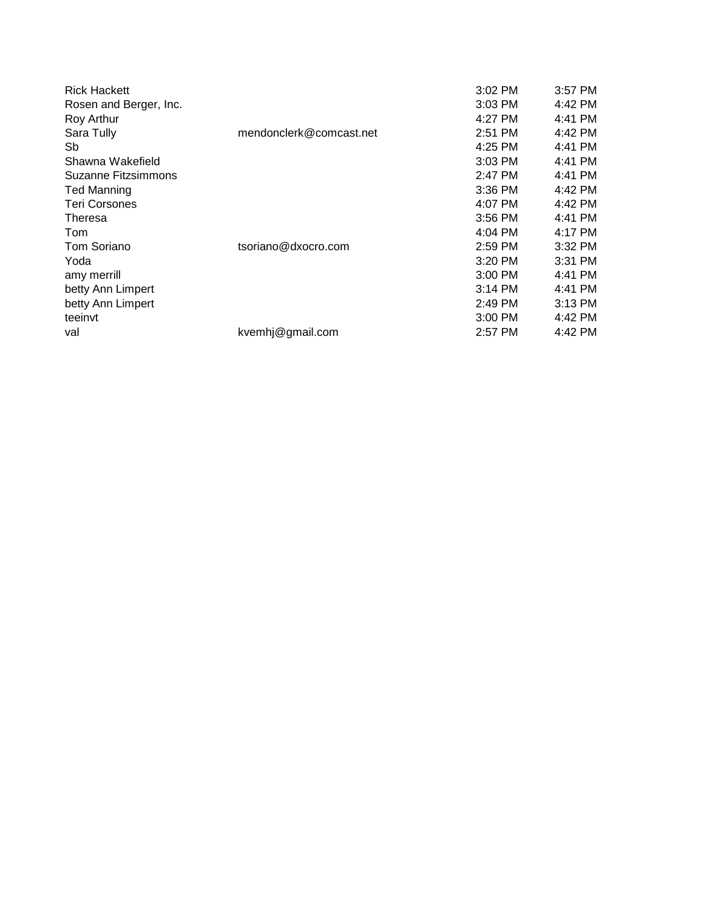| | | | |
|---|---|---|---|
| Rick Hackett | | 3:02 PM | 3:57 PM |
| Rosen and Berger, Inc. | | 3:03 PM | 4:42 PM |
| Roy Arthur | | 4:27 PM | 4:41 PM |
| Sara Tully | mendonclerk@comcast.net | 2:51 PM | 4:42 PM |
| Sb | | 4:25 PM | 4:41 PM |
| Shawna Wakefield | | 3:03 PM | 4:41 PM |
| Suzanne Fitzsimmons | | 2:47 PM | 4:41 PM |
| Ted Manning | | 3:36 PM | 4:42 PM |
| Teri Corsones | | 4:07 PM | 4:42 PM |
| Theresa | | 3:56 PM | 4:41 PM |
| Tom | | 4:04 PM | 4:17 PM |
| Tom Soriano | tsoriano@dxocro.com | 2:59 PM | 3:32 PM |
| Yoda | | 3:20 PM | 3:31 PM |
| amy merrill | | 3:00 PM | 4:41 PM |
| betty Ann Limpert | | 3:14 PM | 4:41 PM |
| betty Ann Limpert | | 2:49 PM | 3:13 PM |
| teeinvt | | 3:00 PM | 4:42 PM |
| val | kvemhj@gmail.com | 2:57 PM | 4:42 PM |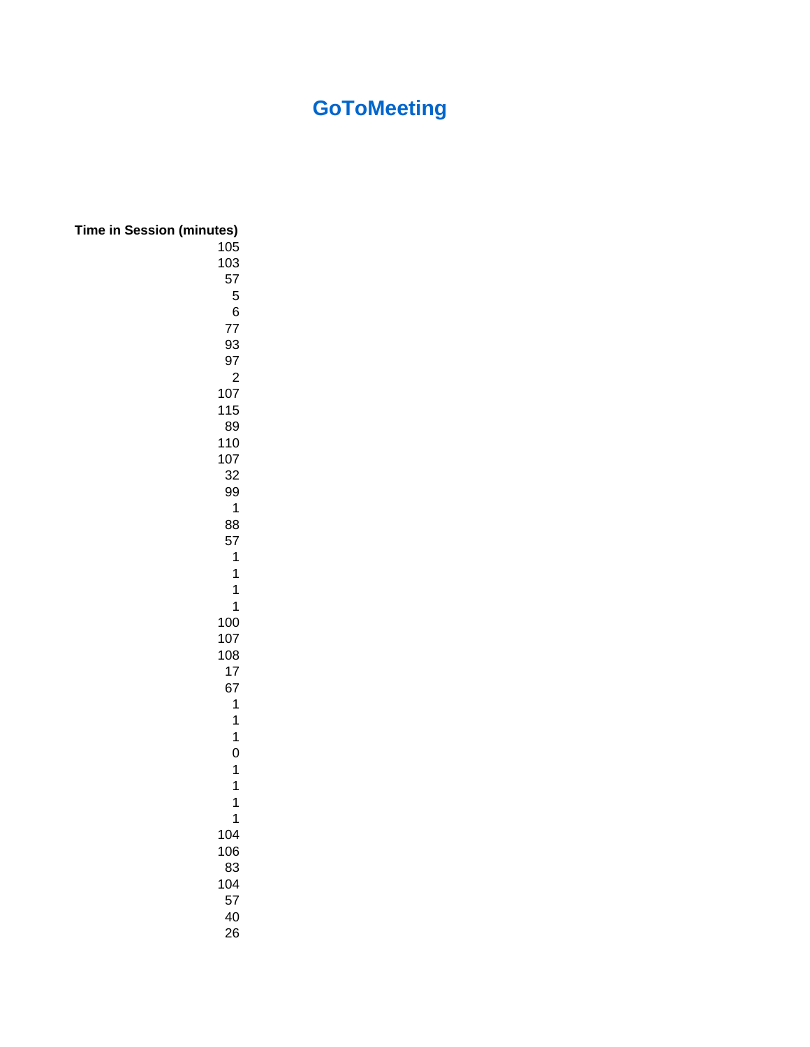# GoToMeeting

| Time in Session (minutes) |
|---:|
| 105 |
| 103 |
| 57 |
| 5 |
| 6 |
| 77 |
| 93 |
| 97 |
| 2 |
| 107 |
| 115 |
| 89 |
| 110 |
| 107 |
| 32 |
| 99 |
| 1 |
| 88 |
| 57 |
| 1 |
| 1 |
| 1 |
| 1 |
| 100 |
| 107 |
| 108 |
| 17 |
| 67 |
| 1 |
| 1 |
| 1 |
| 0 |
| 1 |
| 1 |
| 1 |
| 1 |
| 104 |
| 106 |
| 83 |
| 104 |
| 57 |
| 40 |
| 26 |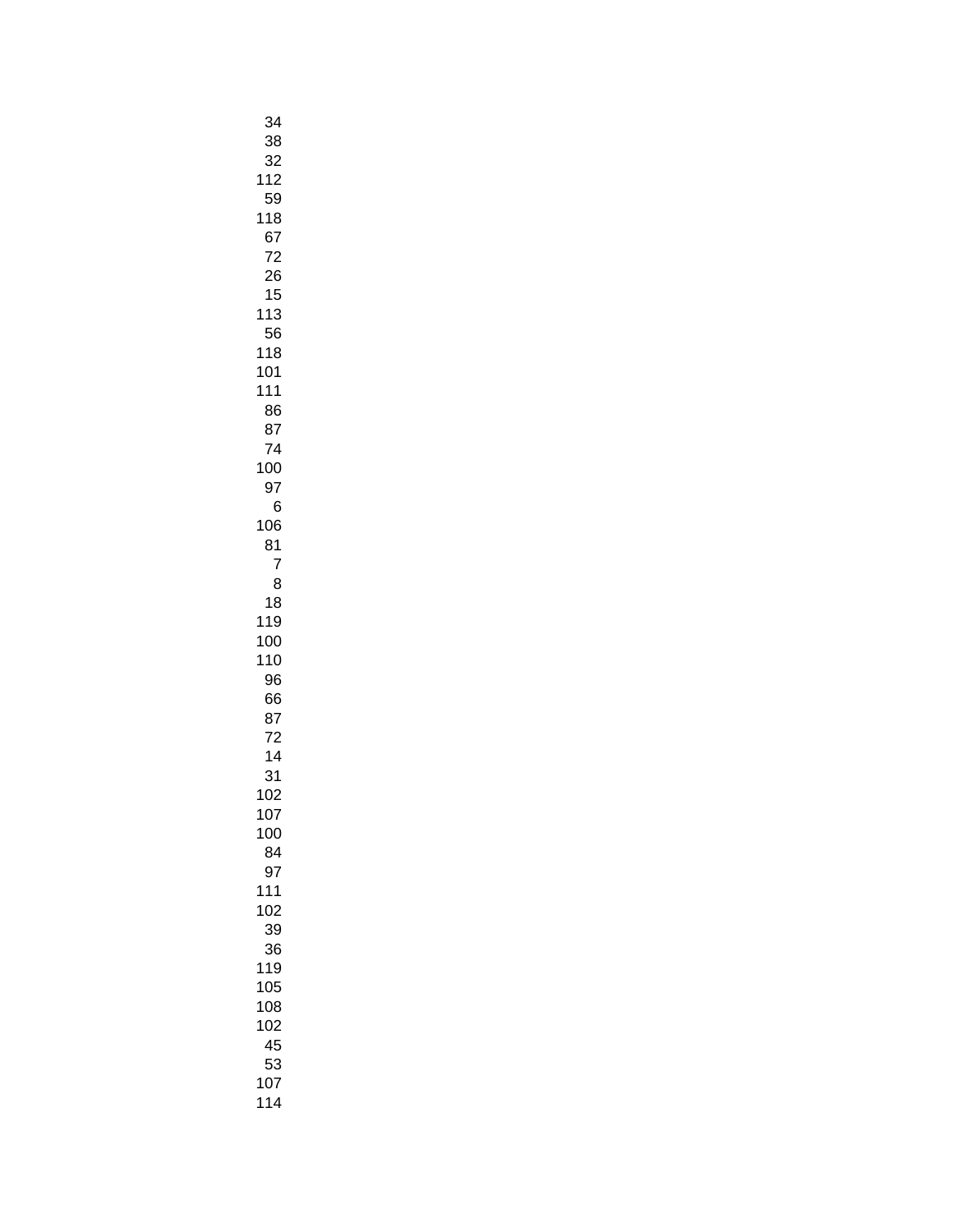34
38
32
112
59
118
67
72
26
15
113
56
118
101
111
86
87
74
100
97
6
106
81
7
8
18
119
100
110
96
66
87
72
14
31
102
107
100
84
97
111
102
39
36
119
105
108
102
45
53
107
114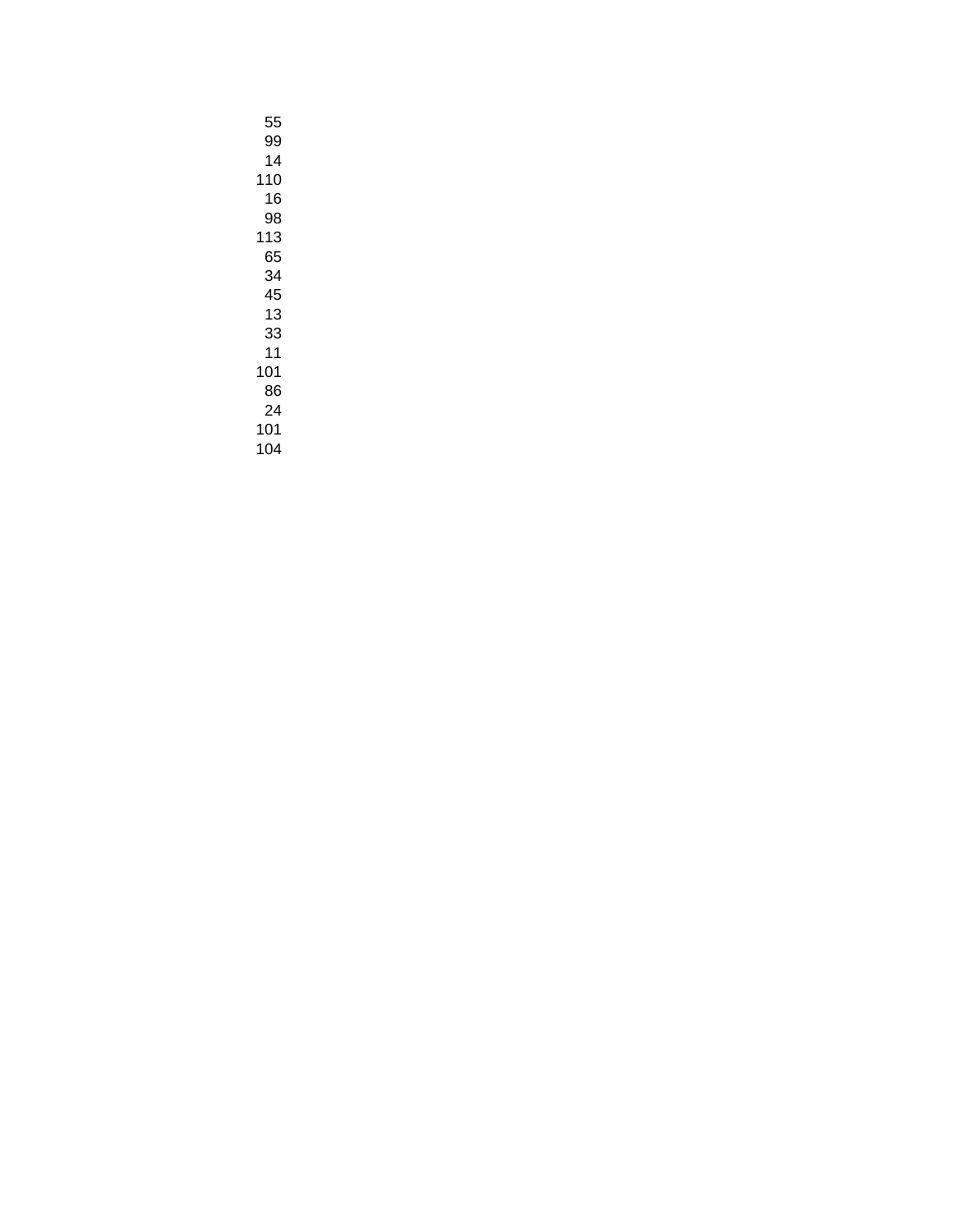55
99
14
110
16
98
113
65
34
45
13
33
11
101
86
24
101
104